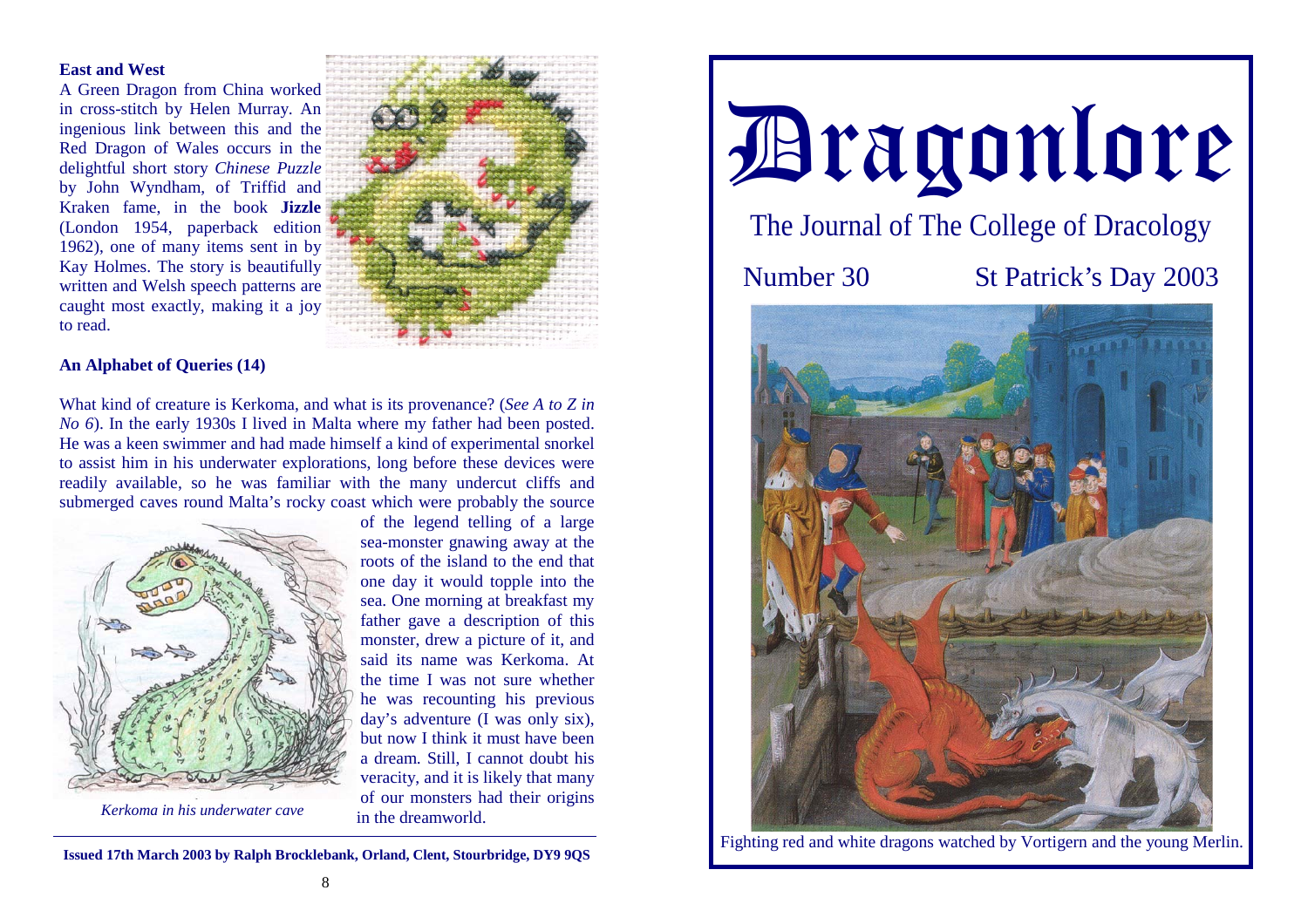### East and West

A Green Dragon from China worked in cross-stitch by Helen Murray. An ingenious link between this and the Red Dragon of Wales occurs in the delightful short story *Chinese Puzzle* by John Wyndham, of Triffid and Kraken fame, in the book **Jizzle** (London 1954, paperback edition 1962), one of many items sent in by Kay Holmes. The story is beautifully written and Welsh speech patterns are caught most exactly, making it a joy to read.

### An Alphabet of Queries (14)

What kind of creature is Kerkoma, and what is its provenance? (*See A to Z in No 6*). In the early 1930s I lived in Malta where my father had been posted. He was a keen swimmer and had made himself a kind of experimental snorkel to assist him in his underwater explorations, long before these devices were readily available, so he was familiar with the many undercut cliffs and submerged caves round Malta's rocky coast which were probably the source of the legend telling of a large sea-monster gnawing away at the roots of the island to the end that one day it would topple into the sea. One morning at breakfast my father gave a description of this monster, drew a picture of it, and said its name was Kerkoma. At the time I was not sure whether he was recounting his previous day's adventure (I was only six), but now I think it must have been a dream. Still, I cannot doubt his veracity, and it is likely that many of our monsters had their origins in the dreamworld.

*Kerkoma in his underwater cave*

**Issued 17th March 2003 by Ralph Brocklebank, Orland, Clent, Stourbridge, DY9 9QS**

# Dragonlore

## The Journal of The College of Dracology

Number 30 — St Patrick's Day 2003

Fighting red and white dragons watched by Vortigern and the young Merlin.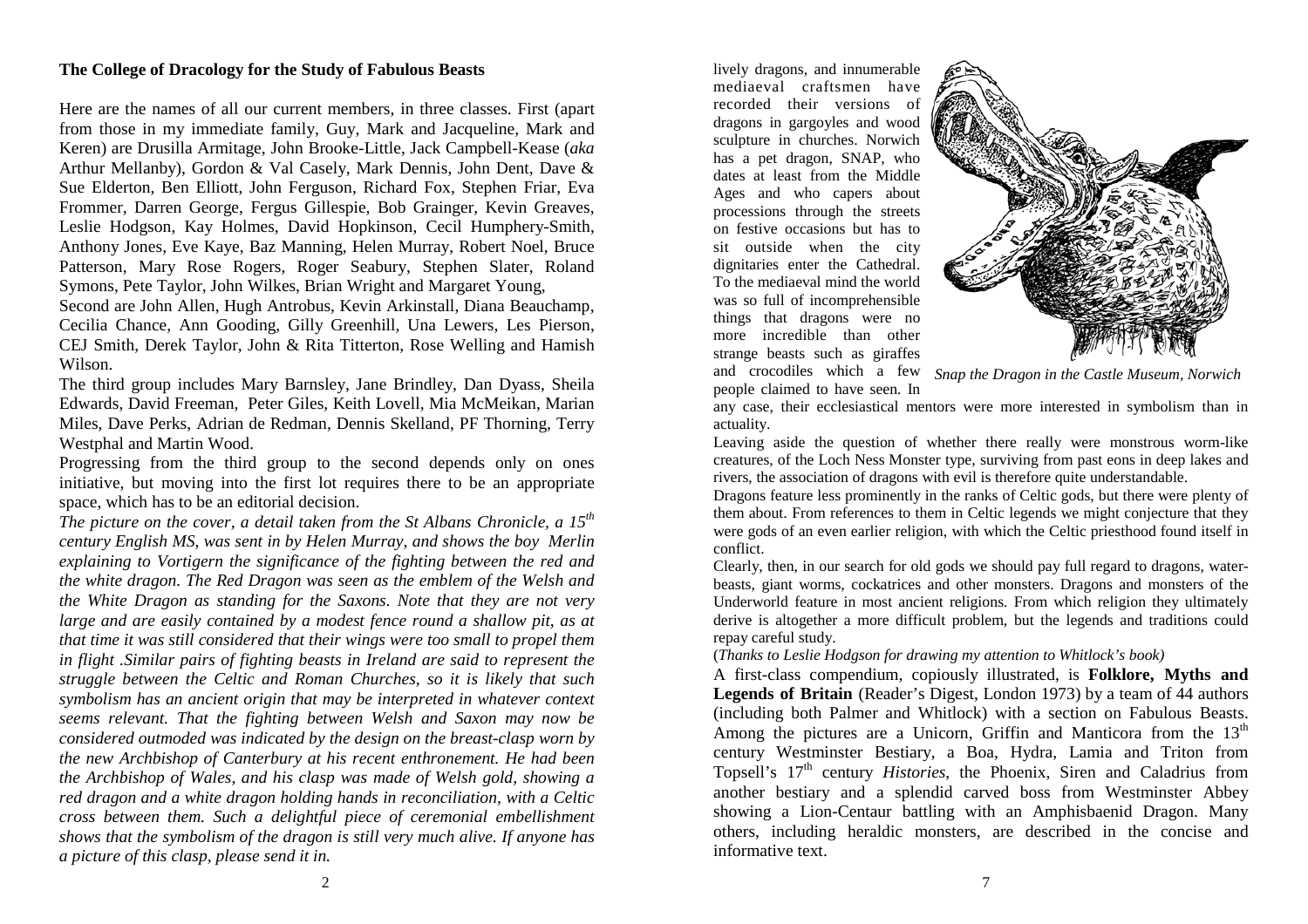**The College of Dracology for the Study of Fabulous Beasts**

Here are the names of all our current members, in three classes. First (apart from those in my immediate family, Guy, Mark and Jacqueline, Mark and Keren) are Drusilla Armitage, John Brooke-Little, Jack Campbell-Kease (*aka* Arthur Mellanby), Gordon & Val Casely, Mark Dennis, John Dent, Dave & Sue Elderton, Ben Elliott, John Ferguson, Richard Fox, Stephen Friar, Eva Frommer, Darren George, Fergus Gillespie, Bob Grainger, Kevin Greaves, Leslie Hodgson, Kay Holmes, David Hopkinson, Cecil Humphery-Smith, Anthony Jones, Eve Kaye, Baz Manning, Helen Murray, Robert Noel, Bruce Patterson, Mary Rose Rogers, Roger Seabury, Stephen Slater, Roland Symons, Pete Taylor, John Wilkes, Brian Wright and Margaret Young,

Second are John Allen, Hugh Antrobus, Kevin Arkinstall, Diana Beauchamp, Cecilia Chance, Ann Gooding, Gilly Greenhill, Una Lewers, Les Pierson, CEJ Smith, Derek Taylor, John & Rita Titterton, Rose Welling and Hamish Wilson.

The third group includes Mary Barnsley, Jane Brindley, Dan Dyass, Sheila Edwards, David Freeman, Peter Giles, Keith Lovell, Mia McMeikan, Marian Miles, Dave Perks, Adrian de Redman, Dennis Skelland, PF Thorning, Terry Westphal and Martin Wood.

Progressing from the third group to the second depends only on ones initiative, but moving into the first lot requires there to be an appropriate space, which has to be an editorial decision.

*The picture on the cover, a detail taken from the St Albans Chronicle, a 15th century English MS, was sent in by Helen Murray, and shows the boy Merlin explaining to Vortigern the significance of the fighting between the red and the white dragon. The Red Dragon was seen as the emblem of the Welsh and the White Dragon as standing for the Saxons. Note that they are not very large and are easily contained by a modest fence round a shallow pit, as at that time it was still considered that their wings were too small to propel them in flight .Similar pairs of fighting beasts in Ireland are said to represent the struggle between the Celtic and Roman Churches, so it is likely that such symbolism has an ancient origin that may be interpreted in whatever context seems relevant. That the fighting between Welsh and Saxon may now be considered outmoded was indicated by the design on the breast-clasp worn by the new Archbishop of Canterbury at his recent enthronement. He had been the Archbishop of Wales, and his clasp was made of Welsh gold, showing a red dragon and a white dragon holding hands in reconciliation, with a Celtic cross between them. Such a delightful piece of ceremonial embellishment shows that the symbolism of the dragon is still very much alive. If anyone has a picture of this clasp, please send it in.*

lively dragons, and innumerable mediaeval craftsmen have recorded their versions of dragons in gargoyles and wood sculpture in churches. Norwich has a pet dragon, SNAP, who dates at least from the Middle Ages and who capers about processions through the streets on festive occasions but has to sit outside when the city dignitaries enter the Cathedral. To the mediaeval mind the world was so full of incomprehensible things that dragons were no more incredible than other strange beasts such as giraffes and crocodiles which a few people claimed to have seen. In any case, their ecclesiastical mentors were more interested in symbolism than in actuality.

*Snap the Dragon in the Castle Museum, Norwich*

Leaving aside the question of whether there really were monstrous worm-like creatures, of the Loch Ness Monster type, surviving from past eons in deep lakes and rivers, the association of dragons with evil is therefore quite understandable.

Dragons feature less prominently in the ranks of Celtic gods, but there were plenty of them about. From references to them in Celtic legends we might conjecture that they were gods of an even earlier religion, with which the Celtic priesthood found itself in conflict.

Clearly, then, in our search for old gods we should pay full regard to dragons, water-beasts, giant worms, cockatrices and other monsters. Dragons and monsters of the Underworld feature in most ancient religions. From which religion they ultimately derive is altogether a more difficult problem, but the legends and traditions could repay careful study.

(*Thanks to Leslie Hodgson for drawing my attention to Whitlock's book)*

A first-class compendium, copiously illustrated, is **Folklore, Myths and Legends of Britain** (Reader's Digest, London 1973) by a team of 44 authors (including both Palmer and Whitlock) with a section on Fabulous Beasts. Among the pictures are a Unicorn, Griffin and Manticora from the 13th century Westminster Bestiary, a Boa, Hydra, Lamia and Triton from Topsell's 17th century *Histories*, the Phoenix, Siren and Caladrius from another bestiary and a splendid carved boss from Westminster Abbey showing a Lion-Centaur battling with an Amphisbaenid Dragon. Many others, including heraldic monsters, are described in the concise and informative text.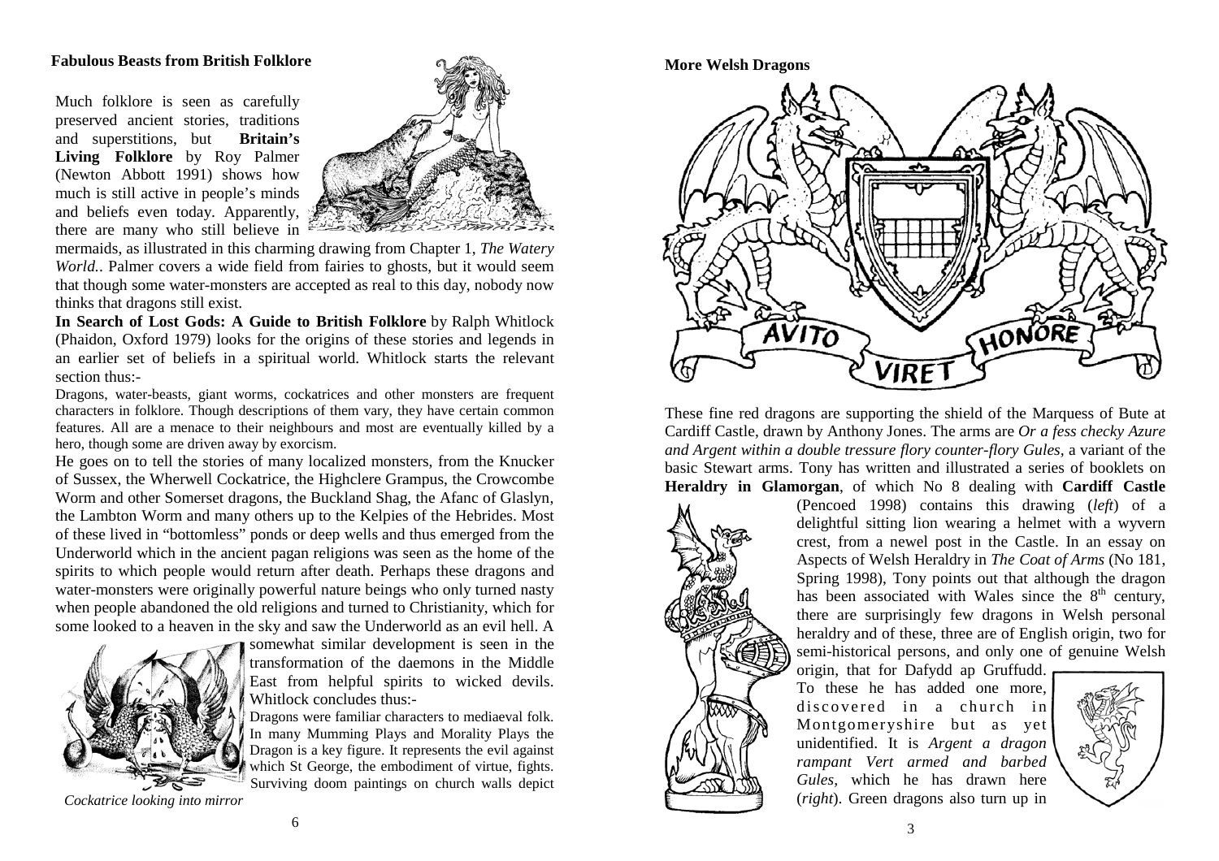## Fabulous Beasts from British Folklore

Much folklore is seen as carefully preserved ancient stories, traditions and superstitions, but **Britain's Living Folklore** by Roy Palmer (Newton Abbott 1991) shows how much is still active in people's minds and beliefs even today. Apparently, there are many who still believe in mermaids, as illustrated in this charming drawing from Chapter 1, *The Watery World.*. Palmer covers a wide field from fairies to ghosts, but it would seem that though some water-monsters are accepted as real to this day, nobody now thinks that dragons still exist.

**In Search of Lost Gods: A Guide to British Folklore** by Ralph Whitlock (Phaidon, Oxford 1979) looks for the origins of these stories and legends in an earlier set of beliefs in a spiritual world. Whitlock starts the relevant section thus:-

> Dragons, water-beasts, giant worms, cockatrices and other monsters are frequent characters in folklore. Though descriptions of them vary, they have certain common features. All are a menace to their neighbours and most are eventually killed by a hero, though some are driven away by exorcism.

He goes on to tell the stories of many localized monsters, from the Knucker of Sussex, the Wherwell Cockatrice, the Highclere Grampus, the Crowcombe Worm and other Somerset dragons, the Buckland Shag, the Afanc of Glaslyn, the Lambton Worm and many others up to the Kelpies of the Hebrides. Most of these lived in "bottomless" ponds or deep wells and thus emerged from the Underworld which in the ancient pagan religions was seen as the home of the spirits to which people would return after death. Perhaps these dragons and water-monsters were originally powerful nature beings who only turned nasty when people abandoned the old religions and turned to Christianity, which for some looked to a heaven in the sky and saw the Underworld as an evil hell. A somewhat similar development is seen in the transformation of the daemons in the Middle East from helpful spirits to wicked devils. Whitlock concludes thus:-

> Dragons were familiar characters to mediaeval folk. In many Mumming Plays and Morality Plays the Dragon is a key figure. It represents the evil against which St George, the embodiment of virtue, fights. Surviving doom paintings on church walls depict

*Cockatrice looking into mirror*

## More Welsh Dragons

These fine red dragons are supporting the shield of the Marquess of Bute at Cardiff Castle, drawn by Anthony Jones. The arms are *Or a fess checky Azure and Argent within a double tressure flory counter-flory Gules*, a variant of the basic Stewart arms. Tony has written and illustrated a series of booklets on **Heraldry in Glamorgan**, of which No 8 dealing with **Cardiff Castle** (Pencoed 1998) contains this drawing (*left*) of a delightful sitting lion wearing a helmet with a wyvern crest, from a newel post in the Castle. In an essay on Aspects of Welsh Heraldry in *The Coat of Arms* (No 181, Spring 1998), Tony points out that although the dragon has been associated with Wales since the 8th century, there are surprisingly few dragons in Welsh personal heraldry and of these, three are of English origin, two for semi-historical persons, and only one of genuine Welsh origin, that for Dafydd ap Gruffudd. To these he has added one more, discovered in a church in Montgomeryshire but as yet unidentified. It is *Argent a dragon rampant Vert armed and barbed Gules*, which he has drawn here (*right*). Green dragons also turn up in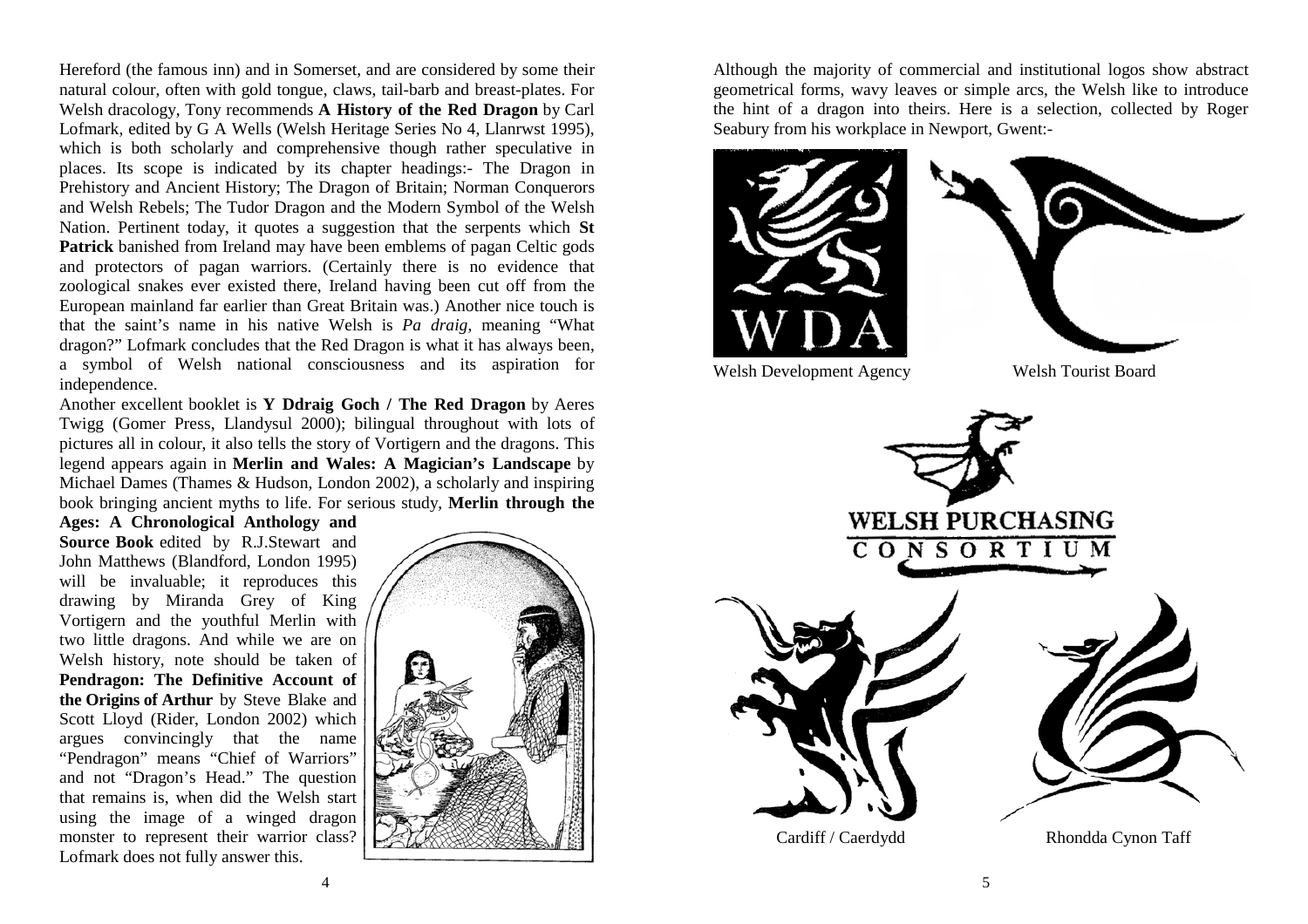Hereford (the famous inn) and in Somerset, and are considered by some their natural colour, often with gold tongue, claws, tail-barb and breast-plates. For Welsh dracology, Tony recommends **A History of the Red Dragon** by Carl Lofmark, edited by G A Wells (Welsh Heritage Series No 4, Llanrwst 1995), which is both scholarly and comprehensive though rather speculative in places. Its scope is indicated by its chapter headings:- The Dragon in Prehistory and Ancient History; The Dragon of Britain; Norman Conquerors and Welsh Rebels; The Tudor Dragon and the Modern Symbol of the Welsh Nation. Pertinent today, it quotes a suggestion that the serpents which **St Patrick** banished from Ireland may have been emblems of pagan Celtic gods and protectors of pagan warriors. (Certainly there is no evidence that zoological snakes ever existed there, Ireland having been cut off from the European mainland far earlier than Great Britain was.) Another nice touch is that the saint's name in his native Welsh is *Pa draig*, meaning "What dragon?" Lofmark concludes that the Red Dragon is what it has always been, a symbol of Welsh national consciousness and its aspiration for independence.

Another excellent booklet is **Y Ddraig Goch / The Red Dragon** by Aeres Twigg (Gomer Press, Llandysul 2000); bilingual throughout with lots of pictures all in colour, it also tells the story of Vortigern and the dragons. This legend appears again in **Merlin and Wales: A Magician's Landscape** by Michael Dames (Thames & Hudson, London 2002), a scholarly and inspiring book bringing ancient myths to life. For serious study, **Merlin through the Ages: A Chronological Anthology and Source Book** edited by R.J.Stewart and John Matthews (Blandford, London 1995) will be invaluable; it reproduces this drawing by Miranda Grey of King Vortigern and the youthful Merlin with two little dragons. And while we are on Welsh history, note should be taken of **Pendragon: The Definitive Account of the Origins of Arthur** by Steve Blake and Scott Lloyd (Rider, London 2002) which argues convincingly that the name "Pendragon" means "Chief of Warriors" and not "Dragon's Head." The question that remains is, when did the Welsh start using the image of a winged dragon monster to represent their warrior class? Lofmark does not fully answer this.

Although the majority of commercial and institutional logos show abstract geometrical forms, wavy leaves or simple arcs, the Welsh like to introduce the hint of a dragon into theirs. Here is a selection, collected by Roger Seabury from his workplace in Newport, Gwent:-

WDA

Welsh Development Agency

Welsh Tourist Board

WELSH PURCHASING CONSORTIUM

Cardiff / Caerdydd

Rhondda Cynon Taff